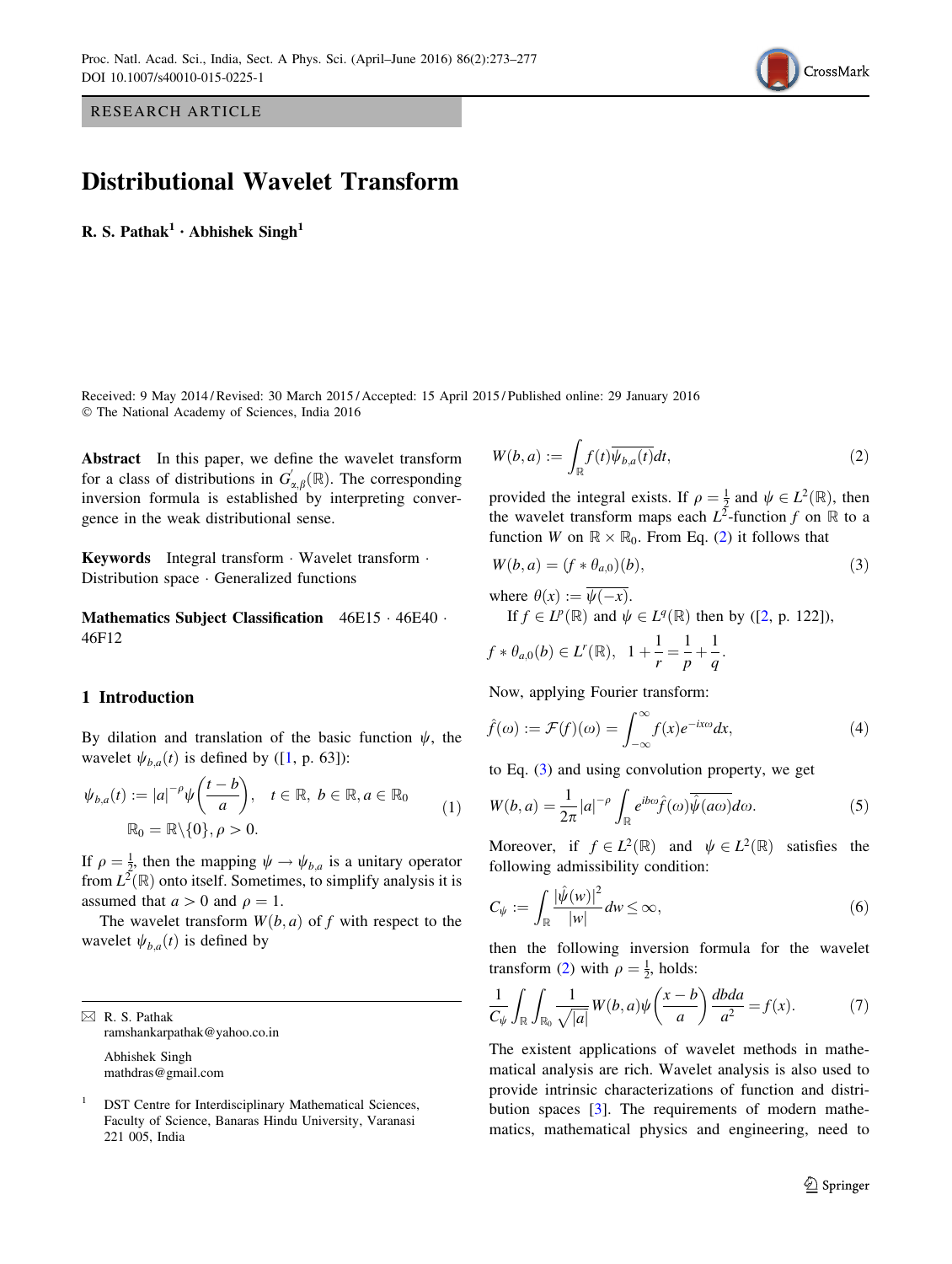RESEARCH ARTICLE

# Distributional Wavelet Transform

**R. S. Pathak[1] · Abhishek Singh[1]**

Received: 9 May 2014 / Revised: 30 March 2015 / Accepted: 15 April 2015 / Published online: 29 January 2016
© The National Academy of Sciences, India 2016

**Abstract** In this paper, we define the wavelet transform for a class of distributions in $G'_{\alpha,\beta}(\mathbb{R})$. The corresponding inversion formula is established by interpreting convergence in the weak distributional sense.

**Keywords** Integral transform · Wavelet transform · Distribution space · Generalized functions

**Mathematics Subject Classification** 46E15 · 46E40 · 46F12

## 1 Introduction

By dilation and translation of the basic function $\psi$, the wavelet $\psi_{b,a}(t)$ is defined by ([1, p. 63]):

$$\psi_{b,a}(t) := |a|^{-\rho}\psi\left(\frac{t-b}{a}\right), \quad t \in \mathbb{R},\ b \in \mathbb{R}, a \in \mathbb{R}_0 \qquad \mathbb{R}_0 = \mathbb{R}\backslash\{0\}, \rho > 0. \tag{1}$$

If $\rho = \frac{1}{2}$, then the mapping $\psi \to \psi_{b,a}$ is a unitary operator from $L^2(\mathbb{R})$ onto itself. Sometimes, to simplify analysis it is assumed that $a > 0$ and $\rho = 1$.

The wavelet transform $W(b,a)$ of $f$ with respect to the wavelet $\psi_{b,a}(t)$ is defined by

$$W(b,a) := \int_{\mathbb{R}} f(t)\overline{\psi_{b,a}(t)}dt, \tag{2}$$

provided the integral exists. If $\rho = \frac{1}{2}$ and $\psi \in L^2(\mathbb{R})$, then the wavelet transform maps each $L^2$-function $f$ on $\mathbb{R}$ to a function $W$ on $\mathbb{R} \times \mathbb{R}_0$. From Eq. (2) it follows that

$$W(b,a) = (f * \theta_{a,0})(b), \tag{3}$$

where $\theta(x) := \overline{\psi(-x)}$.

If $f \in L^p(\mathbb{R})$ and $\psi \in L^q(\mathbb{R})$ then by ([2, p. 122]),

$$f * \theta_{a,0}(b) \in L^r(\mathbb{R}), \quad 1 + \frac{1}{r} = \frac{1}{p} + \frac{1}{q}.$$

Now, applying Fourier transform:

$$\hat{f}(\omega) := \mathcal{F}(f)(\omega) = \int_{-\infty}^{\infty} f(x)e^{-ix\omega}dx, \tag{4}$$

to Eq. (3) and using convolution property, we get

$$W(b,a) = \frac{1}{2\pi}|a|^{-\rho}\int_{\mathbb{R}} e^{ib\omega}\hat{f}(\omega)\overline{\hat{\psi}(a\omega)}d\omega. \tag{5}$$

Moreover, if $f \in L^2(\mathbb{R})$ and $\psi \in L^2(\mathbb{R})$ satisfies the following admissibility condition:

$$C_\psi := \int_{\mathbb{R}} \frac{|\hat{\psi}(w)|^2}{|w|}dw \leq \infty, \tag{6}$$

then the following inversion formula for the wavelet transform (2) with $\rho = \frac{1}{2}$, holds:

$$\frac{1}{C_\psi}\int_{\mathbb{R}}\int_{\mathbb{R}_0} \frac{1}{\sqrt{|a|}}W(b,a)\psi\left(\frac{x-b}{a}\right)\frac{dbda}{a^2} = f(x). \tag{7}$$

The existent applications of wavelet methods in mathematical analysis are rich. Wavelet analysis is also used to provide intrinsic characterizations of function and distribution spaces [3]. The requirements of modern mathematics, mathematical physics and engineering, need to

---

✉ R. S. Pathak
ramshankarpathak@yahoo.co.in

Abhishek Singh
mathdras@gmail.com

[1] DST Centre for Interdisciplinary Mathematical Sciences, Faculty of Science, Banaras Hindu University, Varanasi 221 005, India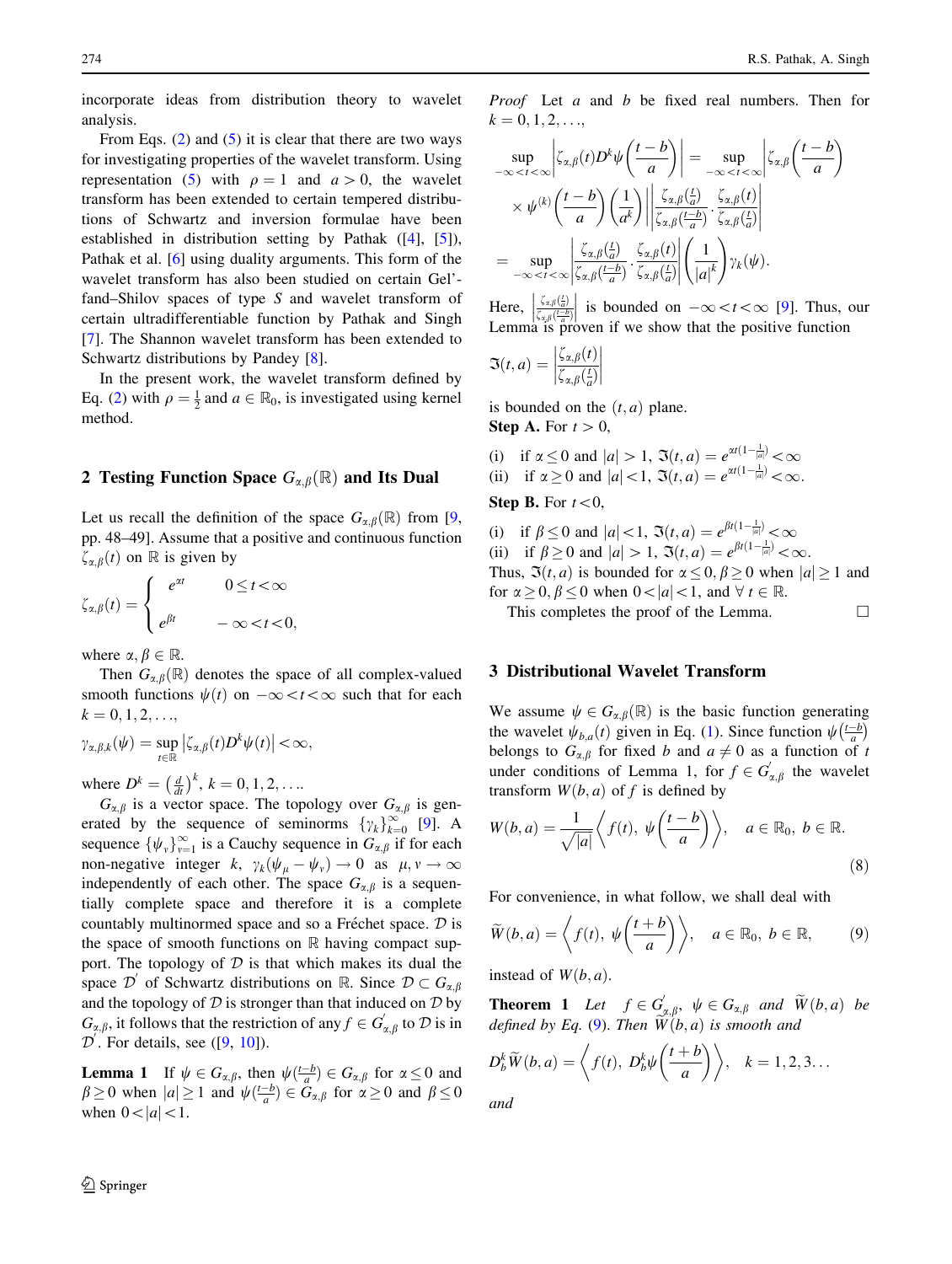incorporate ideas from distribution theory to wavelet analysis.

From Eqs. (2) and (5) it is clear that there are two ways for investigating properties of the wavelet transform. Using representation (5) with $\rho = 1$ and $a > 0$, the wavelet transform has been extended to certain tempered distributions of Schwartz and inversion formulae have been established in distribution setting by Pathak ([4], [5]), Pathak et al. [6] using duality arguments. This form of the wavelet transform has also been studied on certain Gel'-fand–Shilov spaces of type $S$ and wavelet transform of certain ultradifferentiable function by Pathak and Singh [7]. The Shannon wavelet transform has been extended to Schwartz distributions by Pandey [8].

In the present work, the wavelet transform defined by Eq. (2) with $\rho = \frac{1}{2}$ and $a \in \mathbb{R}_0$, is investigated using kernel method.

## 2 Testing Function Space $G_{\alpha,\beta}(\mathbb{R})$ and Its Dual

Let us recall the definition of the space $G_{\alpha,\beta}(\mathbb{R})$ from [9, pp. 48–49]. Assume that a positive and continuous function $\zeta_{\alpha,\beta}(t)$ on $\mathbb{R}$ is given by

$$\zeta_{\alpha,\beta}(t) = \begin{cases} e^{\alpha t} & 0 \le t < \infty \\ e^{\beta t} & -\infty < t < 0, \end{cases}$$

where $\alpha, \beta \in \mathbb{R}$.

Then $G_{\alpha,\beta}(\mathbb{R})$ denotes the space of all complex-valued smooth functions $\psi(t)$ on $-\infty < t < \infty$ such that for each $k = 0, 1, 2, \ldots$,

$$\gamma_{\alpha,\beta,k}(\psi) = \sup_{t \in \mathbb{R}} \left|\zeta_{\alpha,\beta}(t) D^k \psi(t)\right| < \infty,$$

where $D^k = \left(\frac{d}{dt}\right)^k$, $k = 0, 1, 2, \ldots$.

$G_{\alpha,\beta}$ is a vector space. The topology over $G_{\alpha,\beta}$ is generated by the sequence of seminorms $\{\gamma_k\}_{k=0}^{\infty}$ [9]. A sequence $\{\psi_\nu\}_{\nu=1}^{\infty}$ is a Cauchy sequence in $G_{\alpha,\beta}$ if for each non-negative integer $k$, $\gamma_k(\psi_\mu - \psi_\nu) \to 0$ as $\mu, \nu \to \infty$ independently of each other. The space $G_{\alpha,\beta}$ is a sequentially complete space and therefore it is a complete countably multinormed space and so a Fréchet space. $\mathcal{D}$ is the space of smooth functions on $\mathbb{R}$ having compact support. The topology of $\mathcal{D}$ is that which makes its dual the space $\mathcal{D}'$ of Schwartz distributions on $\mathbb{R}$. Since $\mathcal{D} \subset G_{\alpha,\beta}$ and the topology of $\mathcal{D}$ is stronger than that induced on $\mathcal{D}$ by $G_{\alpha,\beta}$, it follows that the restriction of any $f \in G'_{\alpha,\beta}$ to $\mathcal{D}$ is in $\mathcal{D}'$. For details, see ([9, 10]).

**Lemma 1** *If $\psi \in G_{\alpha,\beta}$, then $\psi(\frac{t-b}{a}) \in G_{\alpha,\beta}$ for $\alpha \le 0$ and $\beta \ge 0$ when $|a| \ge 1$ and $\psi(\frac{t-b}{a}) \in G_{\alpha,\beta}$ for $\alpha \ge 0$ and $\beta \le 0$ when $0 < |a| < 1$.*

*Proof* Let $a$ and $b$ be fixed real numbers. Then for $k = 0, 1, 2, \ldots$,

$$\begin{aligned}
\sup_{-\infty<t<\infty} \left|\zeta_{\alpha,\beta}(t) D^k \psi\left(\frac{t-b}{a}\right)\right| &= \sup_{-\infty<t<\infty} \Bigg|\zeta_{\alpha,\beta}\left(\frac{t-b}{a}\right) \\
&\quad \times \psi^{(k)}\left(\frac{t-b}{a}\right)\left(\frac{1}{a^k}\right)\Bigg| \left|\frac{\zeta_{\alpha,\beta}(\frac{t}{a})}{\zeta_{\alpha,\beta}(\frac{t-b}{a})} \cdot \frac{\zeta_{\alpha,\beta}(t)}{\zeta_{\alpha,\beta}(\frac{t}{a})}\right| \\
&= \sup_{-\infty<t<\infty} \left|\frac{\zeta_{\alpha,\beta}(\frac{t}{a})}{\zeta_{\alpha,\beta}(\frac{t-b}{a})} \cdot \frac{\zeta_{\alpha,\beta}(t)}{\zeta_{\alpha,\beta}(\frac{t}{a})}\right| \left(\frac{1}{|a|^k}\right) \gamma_k(\psi).
\end{aligned}$$

Here, $\left|\frac{\zeta_{\alpha,\beta}(\frac{t}{a})}{\zeta_{\alpha,\beta}(\frac{t-b}{a})}\right|$ is bounded on $-\infty < t < \infty$ [9]. Thus, our Lemma is proven if we show that the positive function

$$\Im(t, a) = \left|\frac{\zeta_{\alpha,\beta}(t)}{\zeta_{\alpha,\beta}(\frac{t}{a})}\right|$$

is bounded on the $(t, a)$ plane.

**Step A.** For $t > 0$,

(i) if $\alpha \le 0$ and $|a| > 1$, $\Im(t, a) = e^{\alpha t(1 - \frac{1}{|a|})} < \infty$

(ii) if $\alpha \ge 0$ and $|a| < 1$, $\Im(t, a) = e^{\alpha t(1 - \frac{1}{|a|})} < \infty$.

**Step B.** For $t < 0$,

(i) if $\beta \le 0$ and $|a| < 1$, $\Im(t, a) = e^{\beta t(1 - \frac{1}{|a|})} < \infty$

(ii) if $\beta \ge 0$ and $|a| > 1$, $\Im(t, a) = e^{\beta t(1 - \frac{1}{|a|})} < \infty$.

Thus, $\Im(t, a)$ is bounded for $\alpha \le 0, \beta \ge 0$ when $|a| \ge 1$ and for $\alpha \ge 0, \beta \le 0$ when $0 < |a| < 1$, and $\forall\, t \in \mathbb{R}$.

This completes the proof of the Lemma. □

## 3 Distributional Wavelet Transform

We assume $\psi \in G_{\alpha,\beta}(\mathbb{R})$ is the basic function generating the wavelet $\psi_{b,a}(t)$ given in Eq. (1). Since function $\psi\left(\frac{t-b}{a}\right)$ belongs to $G_{\alpha,\beta}$ for fixed $b$ and $a \ne 0$ as a function of $t$ under conditions of Lemma 1, for $f \in G'_{\alpha,\beta}$ the wavelet transform $W(b, a)$ of $f$ is defined by

$$W(b, a) = \frac{1}{\sqrt{|a|}} \left\langle f(t),\ \psi\left(\frac{t-b}{a}\right)\right\rangle, \quad a \in \mathbb{R}_0,\ b \in \mathbb{R}. \tag{8}$$

For convenience, in what follow, we shall deal with

$$\widetilde{W}(b, a) = \left\langle f(t),\ \psi\left(\frac{t+b}{a}\right)\right\rangle, \quad a \in \mathbb{R}_0,\ b \in \mathbb{R}, \tag{9}$$

instead of $W(b, a)$.

**Theorem 1** *Let $f \in G'_{\alpha,\beta}$, $\psi \in G_{\alpha,\beta}$ and $\widetilde{W}(b, a)$ be defined by Eq. (9). Then $\widetilde{W}(b, a)$ is smooth and*

$$D_b^k \widetilde{W}(b, a) = \left\langle f(t),\ D_b^k \psi\left(\frac{t+b}{a}\right)\right\rangle, \quad k = 1, 2, 3 \ldots$$

*and*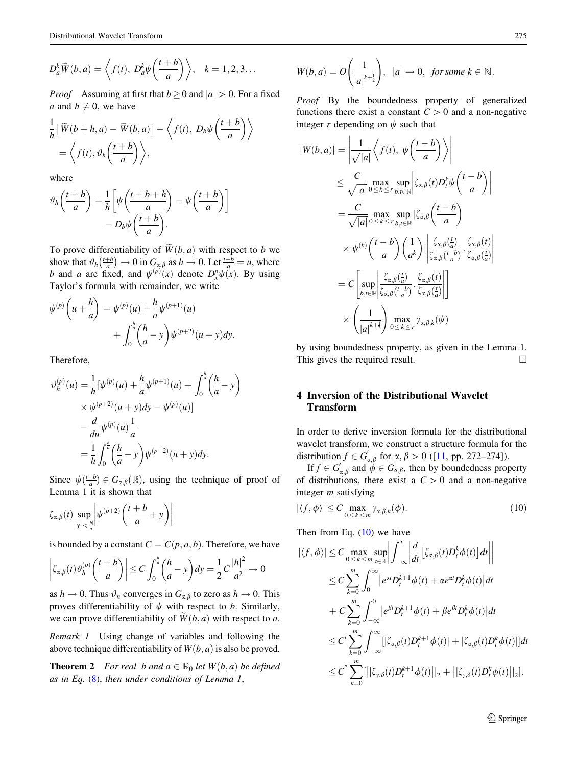$$D_a^k \widetilde{W}(b,a) = \left\langle f(t),\ D_a^k \psi\left(\frac{t+b}{a}\right)\right\rangle, \quad k = 1,2,3\ldots$$

*Proof* Assuming at first that $b \geq 0$ and $|a| > 0$. For a fixed $a$ and $h \neq 0$, we have

$$\frac{1}{h}\left[\widetilde{W}(b+h,a) - \widetilde{W}(b,a)\right] - \left\langle f(t),\ D_b \psi\left(\frac{t+b}{a}\right)\right\rangle = \left\langle f(t), \vartheta_h\left(\frac{t+b}{a}\right)\right\rangle,$$

where

$$\vartheta_h\left(\frac{t+b}{a}\right) = \frac{1}{h}\left[\psi\left(\frac{t+b+h}{a}\right) - \psi\left(\frac{t+b}{a}\right)\right] - D_b \psi\left(\frac{t+b}{a}\right).$$

To prove differentiability of $\widetilde{W}(b,a)$ with respect to $b$ we show that $\vartheta_h\left(\frac{t+b}{a}\right) \to 0$ in $G_{\alpha,\beta}$ as $h \to 0$. Let $\frac{t+b}{a} = u$, where $b$ and $a$ are fixed, and $\psi^{(p)}(x)$ denote $D_x^p \psi(x)$. By using Taylor's formula with remainder, we write

$$\psi^{(p)}\left(u + \frac{h}{a}\right) = \psi^{(p)}(u) + \frac{h}{a}\psi^{(p+1)}(u) + \int_0^{\frac{h}{a}}\left(\frac{h}{a} - y\right)\psi^{(p+2)}(u+y)dy.$$

Therefore,

$$\begin{aligned}
\vartheta_h^{(p)}(u) &= \frac{1}{h}\Big[\psi^{(p)}(u) + \frac{h}{a}\psi^{(p+1)}(u) + \int_0^{\frac{h}{a}}\left(\frac{h}{a} - y\right) \\
&\quad \times \psi^{(p+2)}(u+y)dy - \psi^{(p)}(u)\Big] \\
&\quad - \frac{d}{du}\psi^{(p)}(u)\frac{1}{a} \\
&= \frac{1}{h}\int_0^{\frac{h}{a}}\left(\frac{h}{a} - y\right)\psi^{(p+2)}(u+y)dy.
\end{aligned}$$

Since $\psi\left(\frac{t-b}{a}\right) \in G_{\alpha,\beta}(\mathbb{R})$, using the technique of proof of Lemma 1 it is shown that

$$\zeta_{\alpha,\beta}(t)\sup_{|y| < \frac{|h|}{a}}\left|\psi^{(p+2)}\left(\frac{t+b}{a} + y\right)\right|$$

is bounded by a constant $C = C(p,a,b)$. Therefore, we have

$$\left|\zeta_{\alpha,\beta}(t)\vartheta_h^{(p)}\left(\frac{t+b}{a}\right)\right| \leq C\int_0^{\frac{h}{a}}\left(\frac{h}{a} - y\right)dy = \frac{1}{2}C\frac{|h|^2}{a^2} \to 0$$

as $h \to 0$. Thus $\vartheta_h$ converges in $G_{\alpha,\beta}$ to zero as $h \to 0$. This proves differentiability of $\psi$ with respect to $b$. Similarly, we can prove differentiability of $\widetilde{W}(b,a)$ with respect to $a$.

*Remark 1* Using change of variables and following the above technique differentiability of $W(b,a)$ is also be proved.

**Theorem 2** *For real $b$ and $a \in \mathbb{R}_0$ let $W(b,a)$ be defined as in Eq. (8), then under conditions of Lemma 1,*

$$W(b,a) = O\left(\frac{1}{|a|^{k+\frac{1}{2}}}\right), \quad |a| \to 0, \quad \textit{for some } k \in \mathbb{N}.$$

*Proof* By the boundedness property of generalized functions there exist a constant $C > 0$ and a non-negative integer $r$ depending on $\psi$ such that

$$\begin{aligned}
|W(b,a)| &= \left|\frac{1}{\sqrt{|a|}}\left\langle f(t),\ \psi\left(\frac{t-b}{a}\right)\right\rangle\right| \\
&\leq \frac{C}{\sqrt{|a|}}\max_{0 \leq k \leq r}\sup_{b,t \in \mathbb{R}}\left|\zeta_{\alpha,\beta}(t)D_t^k \psi\left(\frac{t-b}{a}\right)\right| \\
&= \frac{C}{\sqrt{|a|}}\max_{0 \leq k \leq r}\sup_{b,t \in \mathbb{R}}\Big|\zeta_{\alpha,\beta}\left(\frac{t-b}{a}\right) \\
&\quad \times \psi^{(k)}\left(\frac{t-b}{a}\right)\left(\frac{1}{a^k}\right)\Big|\left|\frac{\zeta_{\alpha,\beta}\left(\frac{t}{a}\right)}{\zeta_{\alpha,\beta}\left(\frac{t-b}{a}\right)} \cdot \frac{\zeta_{\alpha,\beta}(t)}{\zeta_{\alpha,\beta}\left(\frac{t}{a}\right)}\right| \\
&= C\left[\sup_{b,t \in \mathbb{R}}\left|\frac{\zeta_{\alpha,\beta}\left(\frac{t}{a}\right)}{\zeta_{\alpha,\beta}\left(\frac{t-b}{a}\right)} \cdot \frac{\zeta_{\alpha,\beta}(t)}{\zeta_{\alpha,\beta}\left(\frac{t}{a}\right)}\right|\right] \\
&\quad \times \left(\frac{1}{|a|^{k+\frac{1}{2}}}\right)\max_{0 \leq k \leq r}\gamma_{\alpha,\beta,k}(\psi)
\end{aligned}$$

by using boundedness property, as given in the Lemma 1. This gives the required result. $\square$

## 4 Inversion of the Distributional Wavelet Transform

In order to derive inversion formula for the distributional wavelet transform, we construct a structure formula for the distribution $f \in G'_{\alpha,\beta}$ for $\alpha, \beta > 0$ ([11, pp. 272–274]).

If $f \in G'_{\alpha,\beta}$ and $\phi \in G_{\alpha,\beta}$, then by boundedness property of distributions, there exist a $C > 0$ and a non-negative integer $m$ satisfying

$$|\langle f, \phi\rangle| \leq C\max_{0 \leq k \leq m}\gamma_{\alpha,\beta,k}(\phi). \tag{10}$$

Then from Eq. (10) we have

$$\begin{aligned}
|\langle f, \phi\rangle| &\leq C\max_{0 \leq k \leq m}\sup_{t \in \mathbb{R}}\left|\int_{-\infty}^{t}\left|\frac{d}{dt}\left[\zeta_{\alpha,\beta}(t)D_t^k \phi(t)\right]dt\right|\right| \\
&\leq C\sum_{k=0}^{m}\int_0^{\infty}\left|e^{\alpha t}D_t^{k+1}\phi(t) + \alpha e^{\alpha t}D_t^k \phi(t)\right|dt \\
&\quad + C\sum_{k=0}^{m}\int_{-\infty}^{0}\left|e^{\beta t}D_t^{k+1}\phi(t) + \beta e^{\beta t}D_t^k \phi(t)\right|dt \\
&\leq C'\sum_{k=0}^{m}\int_{-\infty}^{\infty}\left[|\zeta_{\alpha,\beta}(t)D_t^{k+1}\phi(t)| + |\zeta_{\alpha,\beta}(t)D_t^k \phi(t)|\right]dt \\
&\leq C''\sum_{k=0}^{m}\left[||\zeta_{\gamma,\delta}(t)D_t^{k+1}\phi(t)||_2 + ||\zeta_{\gamma,\delta}(t)D_t^k \phi(t)||_2\right].
\end{aligned}$$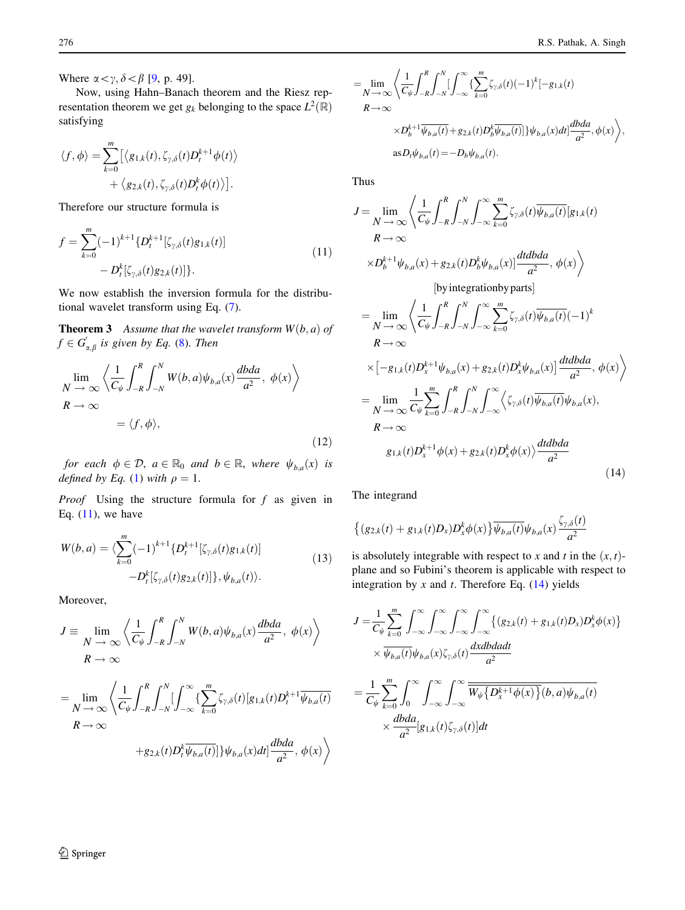Where $\alpha < \gamma, \delta < \beta$ [9, p. 49].

Now, using Hahn–Banach theorem and the Riesz representation theorem we get $g_k$ belonging to the space $L^2(\mathbb{R})$ satisfying

$$\langle f, \phi\rangle = \sum_{k=0}^{m} \left[ \langle g_{1,k}(t), \zeta_{\gamma,\delta}(t) D_t^{k+1}\phi(t)\rangle + \langle g_{2,k}(t), \zeta_{\gamma,\delta}(t) D_t^{k}\phi(t)\rangle \right].$$

Therefore our structure formula is

$$f = \sum_{k=0}^{m} (-1)^{k+1} \{ D_t^{k+1}[\zeta_{\gamma,\delta}(t) g_{1,k}(t)] - D_t^{k}[\zeta_{\gamma,\delta}(t) g_{2,k}(t)] \}. \tag{11}$$

We now establish the inversion formula for the distributional wavelet transform using Eq. (7).

**Theorem 3** *Assume that the wavelet transform $W(b,a)$ of $f \in G'_{\alpha,\beta}$ is given by Eq. (8). Then*

$$\lim_{\substack{N\to\infty \\ R\to\infty}} \left\langle \frac{1}{C_\psi}\int_{-R}^{R}\int_{-N}^{N} W(b,a)\psi_{b,a}(x)\frac{dbda}{a^2},\ \phi(x)\right\rangle = \langle f, \phi\rangle, \tag{12}$$

*for each $\phi \in \mathcal{D}$, $a \in \mathbb{R}_0$ and $b \in \mathbb{R}$, where $\psi_{b,a}(x)$ is defined by Eq. (1) with $\rho = 1$.*

*Proof* Using the structure formula for $f$ as given in Eq. (11), we have

$$W(b,a) = \langle \sum_{k=0}^{m} (-1)^{k+1} \{ D_t^{k+1}[\zeta_{\gamma,\delta}(t) g_{1,k}(t)] - D_t^{k}[\zeta_{\gamma,\delta}(t) g_{2,k}(t)] \}, \psi_{b,a}(t)\rangle. \tag{13}$$

Moreover,

$$J \equiv \lim_{\substack{N\to\infty \\ R\to\infty}} \left\langle \frac{1}{C_\psi}\int_{-R}^{R}\int_{-N}^{N} W(b,a)\psi_{b,a}(x)\frac{dbda}{a^2},\ \phi(x)\right\rangle$$

$$= \lim_{\substack{N\to\infty \\ R\to\infty}} \left\langle \frac{1}{C_\psi}\int_{-R}^{R}\int_{-N}^{N}\left[\int_{-\infty}^{\infty}\{\sum_{k=0}^{m}\zeta_{\gamma,\delta}(t)[g_{1,k}(t)D_t^{k+1}\overline{\psi_{b,a}(t)} + g_{2,k}(t)D_t^{k}\overline{\psi_{b,a}(t)}]\}\psi_{b,a}(x)dt\right]\frac{dbda}{a^2},\ \phi(x)\right\rangle$$

$$= \lim_{\substack{N\to\infty \\ R\to\infty}} \left\langle \frac{1}{C_\psi}\int_{-R}^{R}\int_{-N}^{N}\left[\int_{-\infty}^{\infty}\{\sum_{k=0}^{m}\zeta_{\gamma,\delta}(t)(-1)^k[-g_{1,k}(t) \times D_b^{k+1}\overline{\psi_{b,a}(t)} + g_{2,k}(t)D_b^{k}\overline{\psi_{b,a}(t)}]\}\psi_{b,a}(x)dt\right]\frac{dbda}{a^2},\ \phi(x)\right\rangle,$$

$$\text{as } D_t\psi_{b,a}(t) = -D_b\psi_{b,a}(t).$$

Thus

$$J = \lim_{\substack{N\to\infty \\ R\to\infty}} \left\langle \frac{1}{C_\psi}\int_{-R}^{R}\int_{-N}^{N}\int_{-\infty}^{\infty}\sum_{k=0}^{m}\zeta_{\gamma,\delta}(t)\overline{\psi_{b,a}(t)}[g_{1,k}(t) \times D_b^{k+1}\psi_{b,a}(x) + g_{2,k}(t)D_b^{k}\psi_{b,a}(x)]\frac{dtdbda}{a^2},\ \phi(x)\right\rangle$$

[by integration by parts]

$$= \lim_{\substack{N\to\infty \\ R\to\infty}} \left\langle \frac{1}{C_\psi}\int_{-R}^{R}\int_{-N}^{N}\int_{-\infty}^{\infty}\sum_{k=0}^{m}\zeta_{\gamma,\delta}(t)\overline{\psi_{b,a}(t)}(-1)^k \times\left[-g_{1,k}(t)D_x^{k+1}\psi_{b,a}(x) + g_{2,k}(t)D_x^{k}\psi_{b,a}(x)\right]\frac{dtdbda}{a^2},\ \phi(x)\right\rangle$$

$$= \lim_{\substack{N\to\infty \\ R\to\infty}} \frac{1}{C_\psi}\sum_{k=0}^{m}\int_{-R}^{R}\int_{-N}^{N}\int_{-\infty}^{\infty}\left\langle \zeta_{\gamma,\delta}(t)\overline{\psi_{b,a}(t)}\psi_{b,a}(x),\ g_{1,k}(t)D_x^{k+1}\phi(x) + g_{2,k}(t)D_x^{k}\phi(x)\right\rangle\frac{dtdbda}{a^2} \tag{14}$$

The integrand

$$\{(g_{2,k}(t) + g_{1,k}(t)D_x)D_x^k\phi(x)\}\overline{\psi_{b,a}(t)}\psi_{b,a}(x)\frac{\zeta_{\gamma,\delta}(t)}{a^2}$$

is absolutely integrable with respect to $x$ and $t$ in the $(x,t)$-plane and so Fubini's theorem is applicable with respect to integration by $x$ and $t$. Therefore Eq. (14) yields

$$J = \frac{1}{C_\psi}\sum_{k=0}^{m}\int_{-\infty}^{\infty}\int_{-\infty}^{\infty}\int_{-\infty}^{\infty}\int_{-\infty}^{\infty}\{(g_{2,k}(t) + g_{1,k}(t)D_x)D_x^k\phi(x)\} \times \overline{\psi_{b,a}(t)}\psi_{b,a}(x)\zeta_{\gamma,\delta}(t)\frac{dxdbdadt}{a^2}$$

$$= \frac{1}{C_\psi}\sum_{k=0}^{m}\int_{0}^{\infty}\int_{-\infty}^{\infty}\int_{-\infty}^{\infty}\overline{W_\psi\{D_x^{k+1}\phi(x)\}(b,a)\psi_{b,a}(t)} \times \frac{dbda}{a^2}[g_{1,k}(t)\zeta_{\gamma,\delta}(t)]dt$$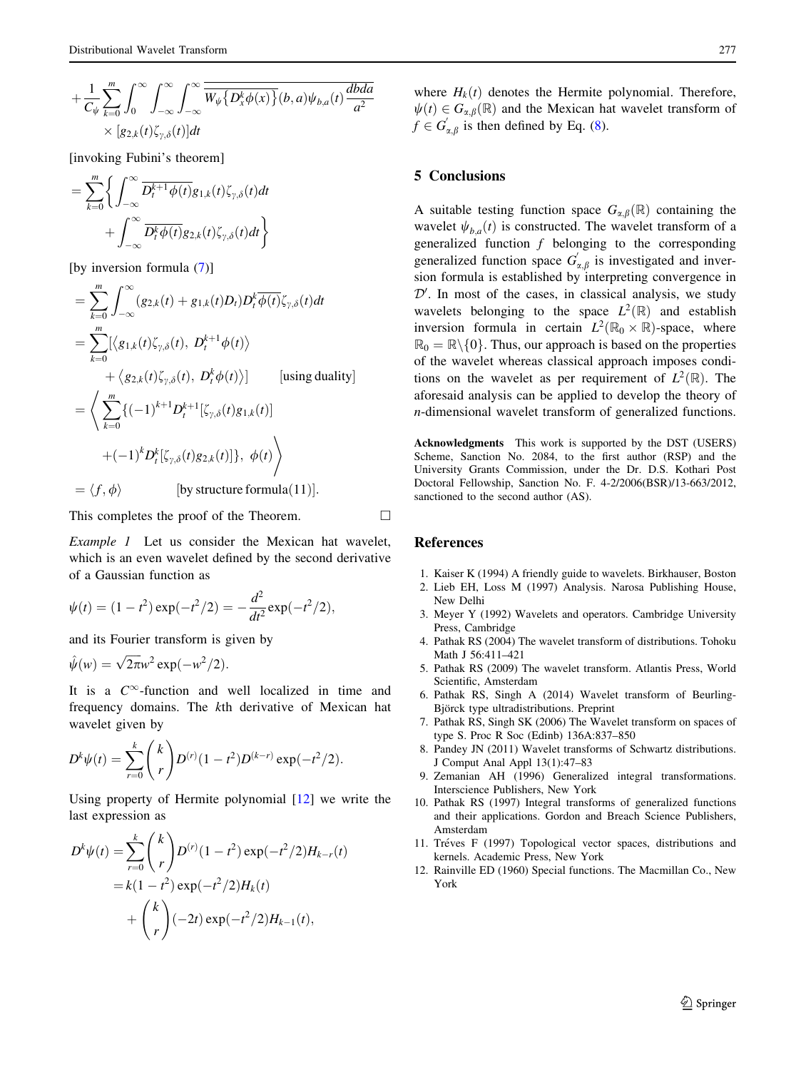$$+\frac{1}{C_\psi}\sum_{k=0}^{m}\int_0^\infty\int_{-\infty}^{\infty}\int_{-\infty}^{\infty}\overline{W_\psi\{D_x^k\phi(x)\}(b,a)\psi_{b,a}(t)\frac{dbda}{a^2}}\times[g_{2,k}(t)\zeta_{\gamma,\delta}(t)]dt$$

[invoking Fubini's theorem]

$$=\sum_{k=0}^{m}\left\{\int_{-\infty}^{\infty}\overline{D_t^{k+1}\phi(t)}g_{1,k}(t)\zeta_{\gamma,\delta}(t)dt+\int_{-\infty}^{\infty}\overline{D_t^{k}\phi(t)}g_{2,k}(t)\zeta_{\gamma,\delta}(t)dt\right\}$$

[by inversion formula (7)]

$$\begin{aligned}
&=\sum_{k=0}^{m}\int_{-\infty}^{\infty}(g_{2,k}(t)+g_{1,k}(t)D_t)D_t^k\overline{\phi(t)}\zeta_{\gamma,\delta}(t)dt\\
&=\sum_{k=0}^{m}[\langle g_{1,k}(t)\zeta_{\gamma,\delta}(t),\ D_t^{k+1}\phi(t)\rangle\\
&\qquad+\langle g_{2,k}(t)\zeta_{\gamma,\delta}(t),\ D_t^{k}\phi(t)\rangle] \qquad \text{[using duality]}\\
&=\left\langle\sum_{k=0}^{m}\{(-1)^{k+1}D_t^{k+1}[\zeta_{\gamma,\delta}(t)g_{1,k}(t)]\right.\\
&\qquad\left.+(-1)^kD_t^k[\zeta_{\gamma,\delta}(t)g_{2,k}(t)]\},\ \phi(t)\right\rangle\\
&=\langle f,\phi\rangle \qquad \text{[by structure formula(11)]}.
\end{aligned}$$

This completes the proof of the Theorem. □

*Example 1* Let us consider the Mexican hat wavelet, which is an even wavelet defined by the second derivative of a Gaussian function as

$$\psi(t)=(1-t^2)\exp(-t^2/2)=-\frac{d^2}{dt^2}\exp(-t^2/2),$$

and its Fourier transform is given by

$$\hat{\psi}(w)=\sqrt{2\pi}w^2\exp(-w^2/2).$$

It is a $C^\infty$-function and well localized in time and frequency domains. The $k$th derivative of Mexican hat wavelet given by

$$D^k\psi(t)=\sum_{r=0}^{k}\binom{k}{r}D^{(r)}(1-t^2)D^{(k-r)}\exp(-t^2/2).$$

Using property of Hermite polynomial [12] we write the last expression as

$$\begin{aligned}
D^k\psi(t)&=\sum_{r=0}^{k}\binom{k}{r}D^{(r)}(1-t^2)\exp(-t^2/2)H_{k-r}(t)\\
&=k(1-t^2)\exp(-t^2/2)H_k(t)\\
&\quad+\binom{k}{r}(-2t)\exp(-t^2/2)H_{k-1}(t),
\end{aligned}$$

where $H_k(t)$ denotes the Hermite polynomial. Therefore, $\psi(t)\in G_{\alpha,\beta}(\mathbb{R})$ and the Mexican hat wavelet transform of $f\in G'_{\alpha,\beta}$ is then defined by Eq. (8).

## 5 Conclusions

A suitable testing function space $G_{\alpha,\beta}(\mathbb{R})$ containing the wavelet $\psi_{b,a}(t)$ is constructed. The wavelet transform of a generalized function $f$ belonging to the corresponding generalized function space $G'_{\alpha,\beta}$ is investigated and inversion formula is established by interpreting convergence in $\mathcal{D}'$. In most of the cases, in classical analysis, we study wavelets belonging to the space $L^2(\mathbb{R})$ and establish inversion formula in certain $L^2(\mathbb{R}_0\times\mathbb{R})$-space, where $\mathbb{R}_0=\mathbb{R}\backslash\{0\}$. Thus, our approach is based on the properties of the wavelet whereas classical approach imposes conditions on the wavelet as per requirement of $L^2(\mathbb{R})$. The aforesaid analysis can be applied to develop the theory of $n$-dimensional wavelet transform of generalized functions.

**Acknowledgments** This work is supported by the DST (USERS) Scheme, Sanction No. 2084, to the first author (RSP) and the University Grants Commission, under the Dr. D.S. Kothari Post Doctoral Fellowship, Sanction No. F. 4-2/2006(BSR)/13-663/2012, sanctioned to the second author (AS).

## References

1. Kaiser K (1994) A friendly guide to wavelets. Birkhauser, Boston
2. Lieb EH, Loss M (1997) Analysis. Narosa Publishing House, New Delhi
3. Meyer Y (1992) Wavelets and operators. Cambridge University Press, Cambridge
4. Pathak RS (2004) The wavelet transform of distributions. Tohoku Math J 56:411–421
5. Pathak RS (2009) The wavelet transform. Atlantis Press, World Scientific, Amsterdam
6. Pathak RS, Singh A (2014) Wavelet transform of Beurling-Björck type ultradistributions. Preprint
7. Pathak RS, Singh SK (2006) The Wavelet transform on spaces of type S. Proc R Soc (Edinb) 136A:837–850
8. Pandey JN (2011) Wavelet transforms of Schwartz distributions. J Comput Anal Appl 13(1):47–83
9. Zemanian AH (1996) Generalized integral transformations. Interscience Publishers, New York
10. Pathak RS (1997) Integral transforms of generalized functions and their applications. Gordon and Breach Science Publishers, Amsterdam
11. Tréves F (1997) Topological vector spaces, distributions and kernels. Academic Press, New York
12. Rainville ED (1960) Special functions. The Macmillan Co., New York